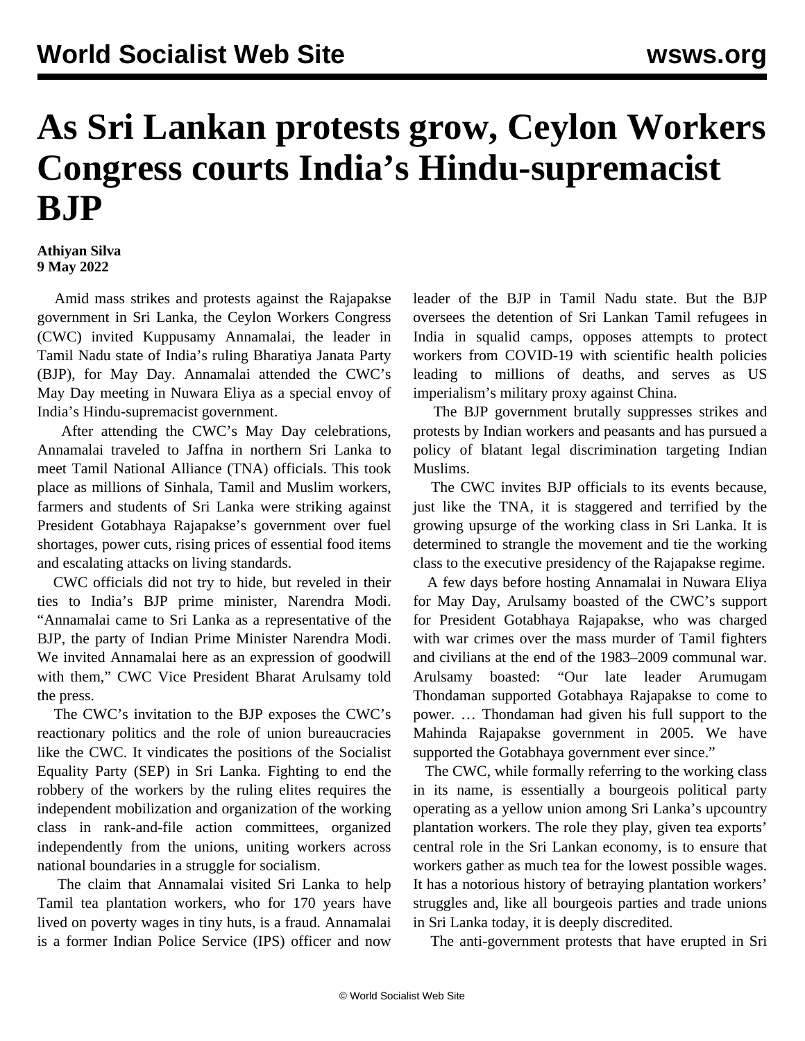# As Sri Lankan protests grow, Ceylon Workers Congress courts India's Hindu-supremacist BJP

**Athiyan Silva**
**9 May 2022**

Amid mass strikes and protests against the Rajapakse government in Sri Lanka, the Ceylon Workers Congress (CWC) invited Kuppusamy Annamalai, the leader in Tamil Nadu state of India's ruling Bharatiya Janata Party (BJP), for May Day. Annamalai attended the CWC's May Day meeting in Nuwara Eliya as a special envoy of India's Hindu-supremacist government.

After attending the CWC's May Day celebrations, Annamalai traveled to Jaffna in northern Sri Lanka to meet Tamil National Alliance (TNA) officials. This took place as millions of Sinhala, Tamil and Muslim workers, farmers and students of Sri Lanka were striking against President Gotabhaya Rajapakse's government over fuel shortages, power cuts, rising prices of essential food items and escalating attacks on living standards.

CWC officials did not try to hide, but reveled in their ties to India's BJP prime minister, Narendra Modi. "Annamalai came to Sri Lanka as a representative of the BJP, the party of Indian Prime Minister Narendra Modi. We invited Annamalai here as an expression of goodwill with them," CWC Vice President Bharat Arulsamy told the press.

The CWC's invitation to the BJP exposes the CWC's reactionary politics and the role of union bureaucracies like the CWC. It vindicates the positions of the Socialist Equality Party (SEP) in Sri Lanka. Fighting to end the robbery of the workers by the ruling elites requires the independent mobilization and organization of the working class in rank-and-file action committees, organized independently from the unions, uniting workers across national boundaries in a struggle for socialism.

The claim that Annamalai visited Sri Lanka to help Tamil tea plantation workers, who for 170 years have lived on poverty wages in tiny huts, is a fraud. Annamalai is a former Indian Police Service (IPS) officer and now leader of the BJP in Tamil Nadu state. But the BJP oversees the detention of Sri Lankan Tamil refugees in India in squalid camps, opposes attempts to protect workers from COVID-19 with scientific health policies leading to millions of deaths, and serves as US imperialism's military proxy against China.

The BJP government brutally suppresses strikes and protests by Indian workers and peasants and has pursued a policy of blatant legal discrimination targeting Indian Muslims.

The CWC invites BJP officials to its events because, just like the TNA, it is staggered and terrified by the growing upsurge of the working class in Sri Lanka. It is determined to strangle the movement and tie the working class to the executive presidency of the Rajapakse regime.

A few days before hosting Annamalai in Nuwara Eliya for May Day, Arulsamy boasted of the CWC's support for President Gotabhaya Rajapakse, who was charged with war crimes over the mass murder of Tamil fighters and civilians at the end of the 1983–2009 communal war. Arulsamy boasted: "Our late leader Arumugam Thondaman supported Gotabhaya Rajapakse to come to power. … Thondaman had given his full support to the Mahinda Rajapakse government in 2005. We have supported the Gotabhaya government ever since."

The CWC, while formally referring to the working class in its name, is essentially a bourgeois political party operating as a yellow union among Sri Lanka's upcountry plantation workers. The role they play, given tea exports' central role in the Sri Lankan economy, is to ensure that workers gather as much tea for the lowest possible wages. It has a notorious history of betraying plantation workers' struggles and, like all bourgeois parties and trade unions in Sri Lanka today, it is deeply discredited.

The anti-government protests that have erupted in Sri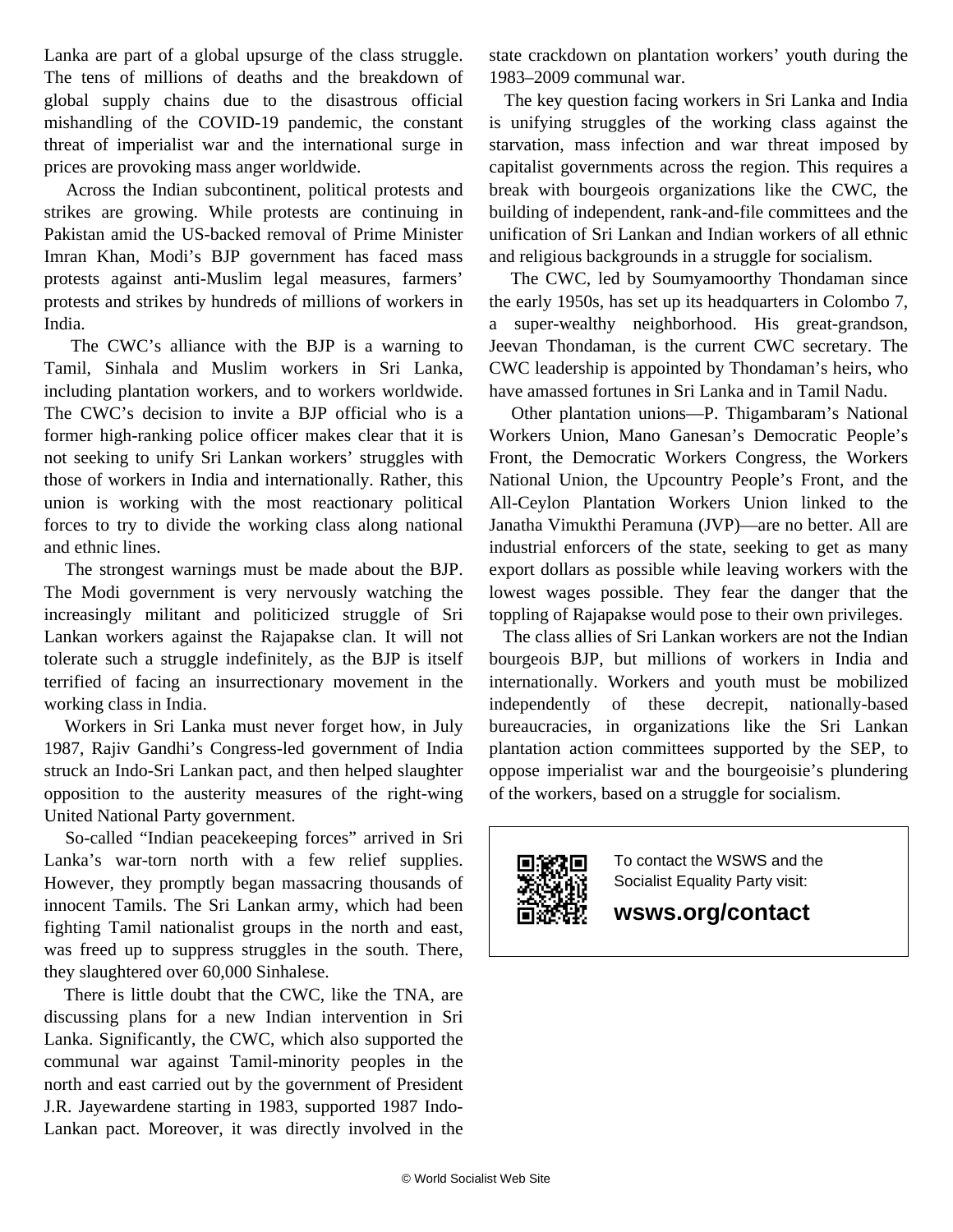Lanka are part of a global upsurge of the class struggle. The tens of millions of deaths and the breakdown of global supply chains due to the disastrous official mishandling of the COVID-19 pandemic, the constant threat of imperialist war and the international surge in prices are provoking mass anger worldwide.

Across the Indian subcontinent, political protests and strikes are growing. While protests are continuing in Pakistan amid the US-backed removal of Prime Minister Imran Khan, Modi's BJP government has faced mass protests against anti-Muslim legal measures, farmers' protests and strikes by hundreds of millions of workers in India.

The CWC's alliance with the BJP is a warning to Tamil, Sinhala and Muslim workers in Sri Lanka, including plantation workers, and to workers worldwide. The CWC's decision to invite a BJP official who is a former high-ranking police officer makes clear that it is not seeking to unify Sri Lankan workers' struggles with those of workers in India and internationally. Rather, this union is working with the most reactionary political forces to try to divide the working class along national and ethnic lines.

The strongest warnings must be made about the BJP. The Modi government is very nervously watching the increasingly militant and politicized struggle of Sri Lankan workers against the Rajapakse clan. It will not tolerate such a struggle indefinitely, as the BJP is itself terrified of facing an insurrectionary movement in the working class in India.

Workers in Sri Lanka must never forget how, in July 1987, Rajiv Gandhi's Congress-led government of India struck an Indo-Sri Lankan pact, and then helped slaughter opposition to the austerity measures of the right-wing United National Party government.

So-called "Indian peacekeeping forces" arrived in Sri Lanka's war-torn north with a few relief supplies. However, they promptly began massacring thousands of innocent Tamils. The Sri Lankan army, which had been fighting Tamil nationalist groups in the north and east, was freed up to suppress struggles in the south. There, they slaughtered over 60,000 Sinhalese.

There is little doubt that the CWC, like the TNA, are discussing plans for a new Indian intervention in Sri Lanka. Significantly, the CWC, which also supported the communal war against Tamil-minority peoples in the north and east carried out by the government of President J.R. Jayewardene starting in 1983, supported 1987 Indo-Lankan pact. Moreover, it was directly involved in the state crackdown on plantation workers' youth during the 1983–2009 communal war.

The key question facing workers in Sri Lanka and India is unifying struggles of the working class against the starvation, mass infection and war threat imposed by capitalist governments across the region. This requires a break with bourgeois organizations like the CWC, the building of independent, rank-and-file committees and the unification of Sri Lankan and Indian workers of all ethnic and religious backgrounds in a struggle for socialism.

The CWC, led by Soumyamoorthy Thondaman since the early 1950s, has set up its headquarters in Colombo 7, a super-wealthy neighborhood. His great-grandson, Jeevan Thondaman, is the current CWC secretary. The CWC leadership is appointed by Thondaman's heirs, who have amassed fortunes in Sri Lanka and in Tamil Nadu.

Other plantation unions—P. Thigambaram's National Workers Union, Mano Ganesan's Democratic People's Front, the Democratic Workers Congress, the Workers National Union, the Upcountry People's Front, and the All-Ceylon Plantation Workers Union linked to the Janatha Vimukthi Peramuna (JVP)—are no better. All are industrial enforcers of the state, seeking to get as many export dollars as possible while leaving workers with the lowest wages possible. They fear the danger that the toppling of Rajapakse would pose to their own privileges.

The class allies of Sri Lankan workers are not the Indian bourgeois BJP, but millions of workers in India and internationally. Workers and youth must be mobilized independently of these decrepit, nationally-based bureaucracies, in organizations like the Sri Lankan plantation action committees supported by the SEP, to oppose imperialist war and the bourgeoisie's plundering of the workers, based on a struggle for socialism.

To contact the WSWS and the Socialist Equality Party visit:

**wsws.org/contact**